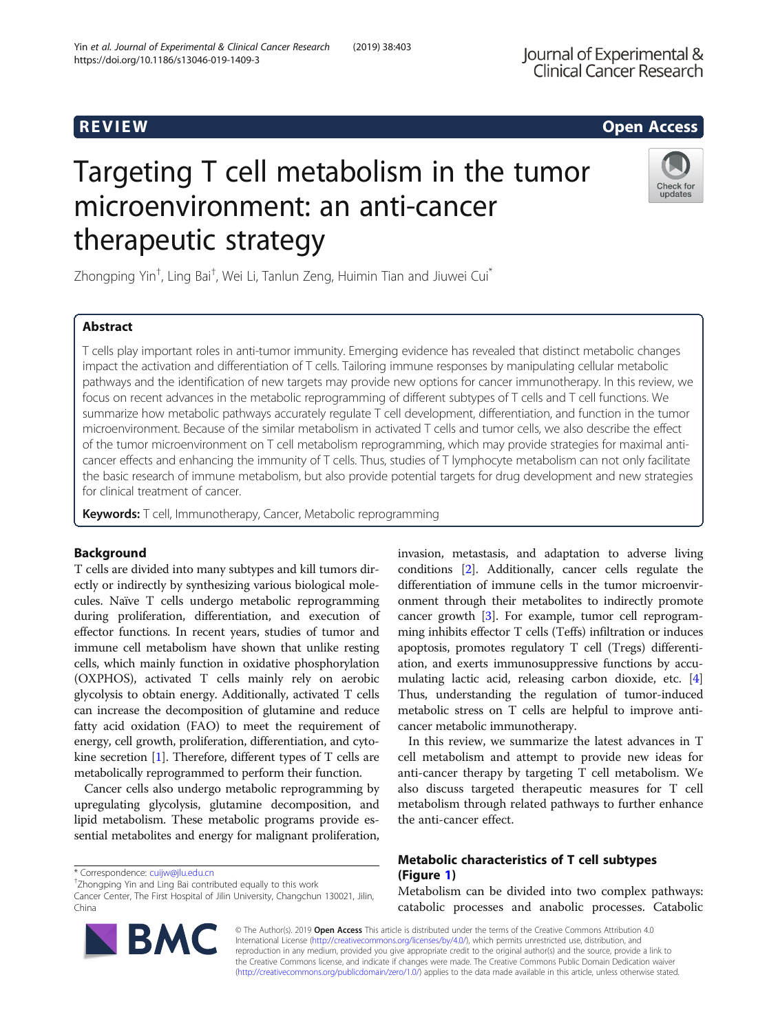REVIEW

Open Access

# Targeting T cell metabolism in the tumor microenvironment: an anti-cancer therapeutic strategy

Zhongping Yin[†], Ling Bai[†], Wei Li, Tanlun Zeng, Huimin Tian and Jiuwei Cui[*]

## Abstract

T cells play important roles in anti-tumor immunity. Emerging evidence has revealed that distinct metabolic changes impact the activation and differentiation of T cells. Tailoring immune responses by manipulating cellular metabolic pathways and the identification of new targets may provide new options for cancer immunotherapy. In this review, we focus on recent advances in the metabolic reprogramming of different subtypes of T cells and T cell functions. We summarize how metabolic pathways accurately regulate T cell development, differentiation, and function in the tumor microenvironment. Because of the similar metabolism in activated T cells and tumor cells, we also describe the effect of the tumor microenvironment on T cell metabolism reprogramming, which may provide strategies for maximal anti-cancer effects and enhancing the immunity of T cells. Thus, studies of T lymphocyte metabolism can not only facilitate the basic research of immune metabolism, but also provide potential targets for drug development and new strategies for clinical treatment of cancer.

**Keywords:** T cell, Immunotherapy, Cancer, Metabolic reprogramming

## Background

T cells are divided into many subtypes and kill tumors directly or indirectly by synthesizing various biological molecules. Naïve T cells undergo metabolic reprogramming during proliferation, differentiation, and execution of effector functions. In recent years, studies of tumor and immune cell metabolism have shown that unlike resting cells, which mainly function in oxidative phosphorylation (OXPHOS), activated T cells mainly rely on aerobic glycolysis to obtain energy. Additionally, activated T cells can increase the decomposition of glutamine and reduce fatty acid oxidation (FAO) to meet the requirement of energy, cell growth, proliferation, differentiation, and cytokine secretion [1]. Therefore, different types of T cells are metabolically reprogrammed to perform their function.

Cancer cells also undergo metabolic reprogramming by upregulating glycolysis, glutamine decomposition, and lipid metabolism. These metabolic programs provide essential metabolites and energy for malignant proliferation, invasion, metastasis, and adaptation to adverse living conditions [2]. Additionally, cancer cells regulate the differentiation of immune cells in the tumor microenvironment through their metabolites to indirectly promote cancer growth [3]. For example, tumor cell reprogramming inhibits effector T cells (Teffs) infiltration or induces apoptosis, promotes regulatory T cell (Tregs) differentiation, and exerts immunosuppressive functions by accumulating lactic acid, releasing carbon dioxide, etc. [4] Thus, understanding the regulation of tumor-induced metabolic stress on T cells are helpful to improve anti-cancer metabolic immunotherapy.

In this review, we summarize the latest advances in T cell metabolism and attempt to provide new ideas for anti-cancer therapy by targeting T cell metabolism. We also discuss targeted therapeutic measures for T cell metabolism through related pathways to further enhance the anti-cancer effect.

## Metabolic characteristics of T cell subtypes (Figure 1)

Metabolism can be divided into two complex pathways: catabolic processes and anabolic processes. Catabolic

* Correspondence: cuijw@jlu.edu.cn
[†]Zhongping Yin and Ling Bai contributed equally to this work
Cancer Center, The First Hospital of Jilin University, Changchun 130021, Jilin, China

© The Author(s). 2019 **Open Access** This article is distributed under the terms of the Creative Commons Attribution 4.0 International License (http://creativecommons.org/licenses/by/4.0/), which permits unrestricted use, distribution, and reproduction in any medium, provided you give appropriate credit to the original author(s) and the source, provide a link to the Creative Commons license, and indicate if changes were made. The Creative Commons Public Domain Dedication waiver (http://creativecommons.org/publicdomain/zero/1.0/) applies to the data made available in this article, unless otherwise stated.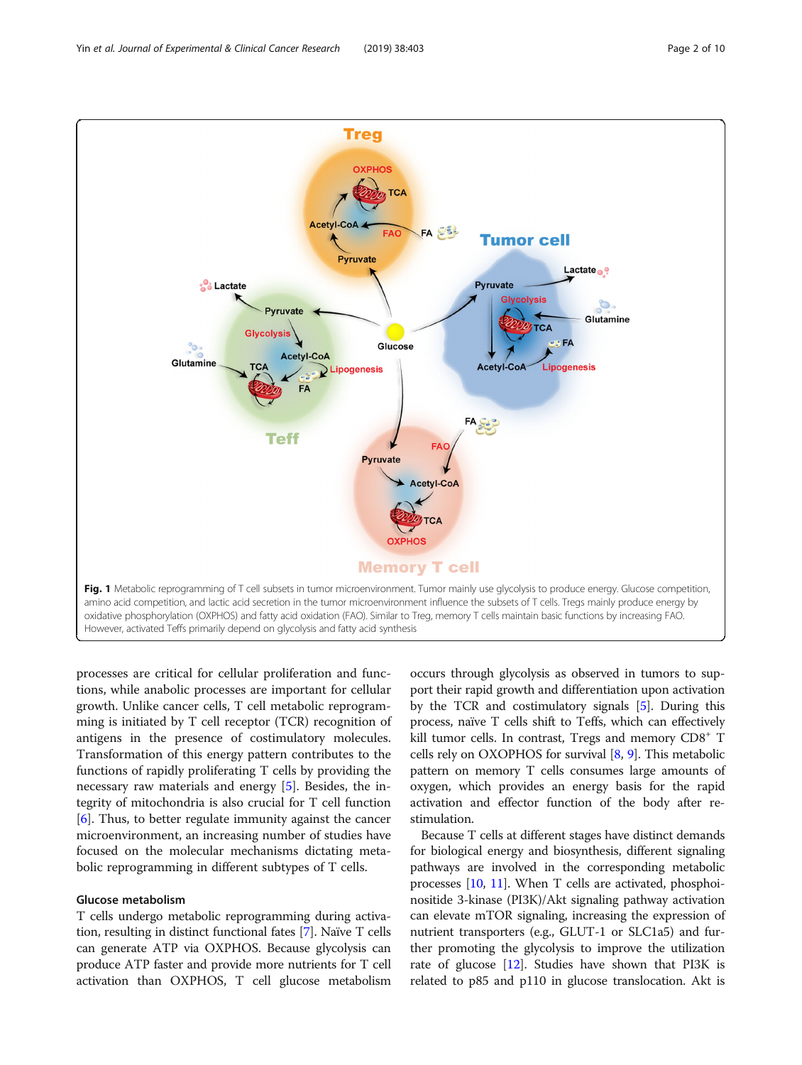**Fig. 1** Metabolic reprogramming of T cell subsets in tumor microenvironment. Tumor mainly use glycolysis to produce energy. Glucose competition, amino acid competition, and lactic acid secretion in the tumor microenvironment influence the subsets of T cells. Tregs mainly produce energy by oxidative phosphorylation (OXPHOS) and fatty acid oxidation (FAO). Similar to Treg, memory T cells maintain basic functions by increasing FAO. However, activated Teffs primarily depend on glycolysis and fatty acid synthesis

processes are critical for cellular proliferation and functions, while anabolic processes are important for cellular growth. Unlike cancer cells, T cell metabolic reprogramming is initiated by T cell receptor (TCR) recognition of antigens in the presence of costimulatory molecules. Transformation of this energy pattern contributes to the functions of rapidly proliferating T cells by providing the necessary raw materials and energy [5]. Besides, the integrity of mitochondria is also crucial for T cell function [6]. Thus, to better regulate immunity against the cancer microenvironment, an increasing number of studies have focused on the molecular mechanisms dictating metabolic reprogramming in different subtypes of T cells.

## Glucose metabolism

T cells undergo metabolic reprogramming during activation, resulting in distinct functional fates [7]. Naïve T cells can generate ATP via OXPHOS. Because glycolysis can produce ATP faster and provide more nutrients for T cell activation than OXPHOS, T cell glucose metabolism occurs through glycolysis as observed in tumors to support their rapid growth and differentiation upon activation by the TCR and costimulatory signals [5]. During this process, naïve T cells shift to Teffs, which can effectively kill tumor cells. In contrast, Tregs and memory CD8$^+$ T cells rely on OXOPHOS for survival [8, 9]. This metabolic pattern on memory T cells consumes large amounts of oxygen, which provides an energy basis for the rapid activation and effector function of the body after re-stimulation.

Because T cells at different stages have distinct demands for biological energy and biosynthesis, different signaling pathways are involved in the corresponding metabolic processes [10, 11]. When T cells are activated, phosphoinositide 3-kinase (PI3K)/Akt signaling pathway activation can elevate mTOR signaling, increasing the expression of nutrient transporters (e.g., GLUT-1 or SLC1a5) and further promoting the glycolysis to improve the utilization rate of glucose [12]. Studies have shown that PI3K is related to p85 and p110 in glucose translocation. Akt is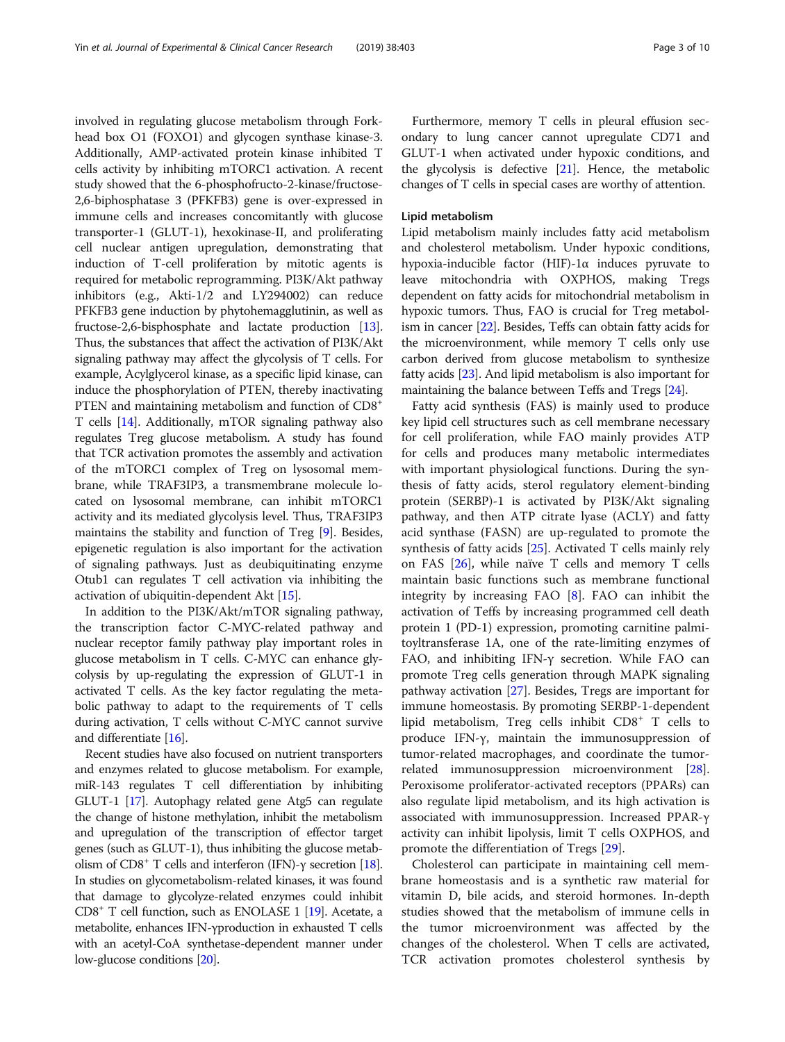involved in regulating glucose metabolism through Forkhead box O1 (FOXO1) and glycogen synthase kinase-3. Additionally, AMP-activated protein kinase inhibited T cells activity by inhibiting mTORC1 activation. A recent study showed that the 6-phosphofructo-2-kinase/fructose-2,6-biphosphatase 3 (PFKFB3) gene is over-expressed in immune cells and increases concomitantly with glucose transporter-1 (GLUT-1), hexokinase-II, and proliferating cell nuclear antigen upregulation, demonstrating that induction of T-cell proliferation by mitotic agents is required for metabolic reprogramming. PI3K/Akt pathway inhibitors (e.g., Akti-1/2 and LY294002) can reduce PFKFB3 gene induction by phytohemagglutinin, as well as fructose-2,6-bisphosphate and lactate production [13]. Thus, the substances that affect the activation of PI3K/Akt signaling pathway may affect the glycolysis of T cells. For example, Acylglycerol kinase, as a specific lipid kinase, can induce the phosphorylation of PTEN, thereby inactivating PTEN and maintaining metabolism and function of $CD8^+$ T cells [14]. Additionally, mTOR signaling pathway also regulates Treg glucose metabolism. A study has found that TCR activation promotes the assembly and activation of the mTORC1 complex of Treg on lysosomal membrane, while TRAF3IP3, a transmembrane molecule located on lysosomal membrane, can inhibit mTORC1 activity and its mediated glycolysis level. Thus, TRAF3IP3 maintains the stability and function of Treg [9]. Besides, epigenetic regulation is also important for the activation of signaling pathways. Just as deubiquitinating enzyme Otub1 can regulates T cell activation via inhibiting the activation of ubiquitin-dependent Akt [15].

In addition to the PI3K/Akt/mTOR signaling pathway, the transcription factor C-MYC-related pathway and nuclear receptor family pathway play important roles in glucose metabolism in T cells. C-MYC can enhance glycolysis by up-regulating the expression of GLUT-1 in activated T cells. As the key factor regulating the metabolic pathway to adapt to the requirements of T cells during activation, T cells without C-MYC cannot survive and differentiate [16].

Recent studies have also focused on nutrient transporters and enzymes related to glucose metabolism. For example, miR-143 regulates T cell differentiation by inhibiting GLUT-1 [17]. Autophagy related gene Atg5 can regulate the change of histone methylation, inhibit the metabolism and upregulation of the transcription of effector target genes (such as GLUT-1), thus inhibiting the glucose metabolism of $CD8^+$ T cells and interferon (IFN)-γ secretion [18]. In studies on glycometabolism-related kinases, it was found that damage to glycolyze-related enzymes could inhibit $CD8^+$ T cell function, such as ENOLASE 1 [19]. Acetate, a metabolite, enhances IFN-γproduction in exhausted T cells with an acetyl-CoA synthetase-dependent manner under low-glucose conditions [20].

Furthermore, memory T cells in pleural effusion secondary to lung cancer cannot upregulate CD71 and GLUT-1 when activated under hypoxic conditions, and the glycolysis is defective [21]. Hence, the metabolic changes of T cells in special cases are worthy of attention.

### Lipid metabolism

Lipid metabolism mainly includes fatty acid metabolism and cholesterol metabolism. Under hypoxic conditions, hypoxia-inducible factor (HIF)-1α induces pyruvate to leave mitochondria with OXPHOS, making Tregs dependent on fatty acids for mitochondrial metabolism in hypoxic tumors. Thus, FAO is crucial for Treg metabolism in cancer [22]. Besides, Teffs can obtain fatty acids for the microenvironment, while memory T cells only use carbon derived from glucose metabolism to synthesize fatty acids [23]. And lipid metabolism is also important for maintaining the balance between Teffs and Tregs [24].

Fatty acid synthesis (FAS) is mainly used to produce key lipid cell structures such as cell membrane necessary for cell proliferation, while FAO mainly provides ATP for cells and produces many metabolic intermediates with important physiological functions. During the synthesis of fatty acids, sterol regulatory element-binding protein (SERBP)-1 is activated by PI3K/Akt signaling pathway, and then ATP citrate lyase (ACLY) and fatty acid synthase (FASN) are up-regulated to promote the synthesis of fatty acids [25]. Activated T cells mainly rely on FAS [26], while naïve T cells and memory T cells maintain basic functions such as membrane functional integrity by increasing FAO [8]. FAO can inhibit the activation of Teffs by increasing programmed cell death protein 1 (PD-1) expression, promoting carnitine palmitoyltransferase 1A, one of the rate-limiting enzymes of FAO, and inhibiting IFN-γ secretion. While FAO can promote Treg cells generation through MAPK signaling pathway activation [27]. Besides, Tregs are important for immune homeostasis. By promoting SERBP-1-dependent lipid metabolism, Treg cells inhibit $CD8^+$ T cells to produce IFN-γ, maintain the immunosuppression of tumor-related macrophages, and coordinate the tumor-related immunosuppression microenvironment [28]. Peroxisome proliferator-activated receptors (PPARs) can also regulate lipid metabolism, and its high activation is associated with immunosuppression. Increased PPAR-γ activity can inhibit lipolysis, limit T cells OXPHOS, and promote the differentiation of Tregs [29].

Cholesterol can participate in maintaining cell membrane homeostasis and is a synthetic raw material for vitamin D, bile acids, and steroid hormones. In-depth studies showed that the metabolism of immune cells in the tumor microenvironment was affected by the changes of the cholesterol. When T cells are activated, TCR activation promotes cholesterol synthesis by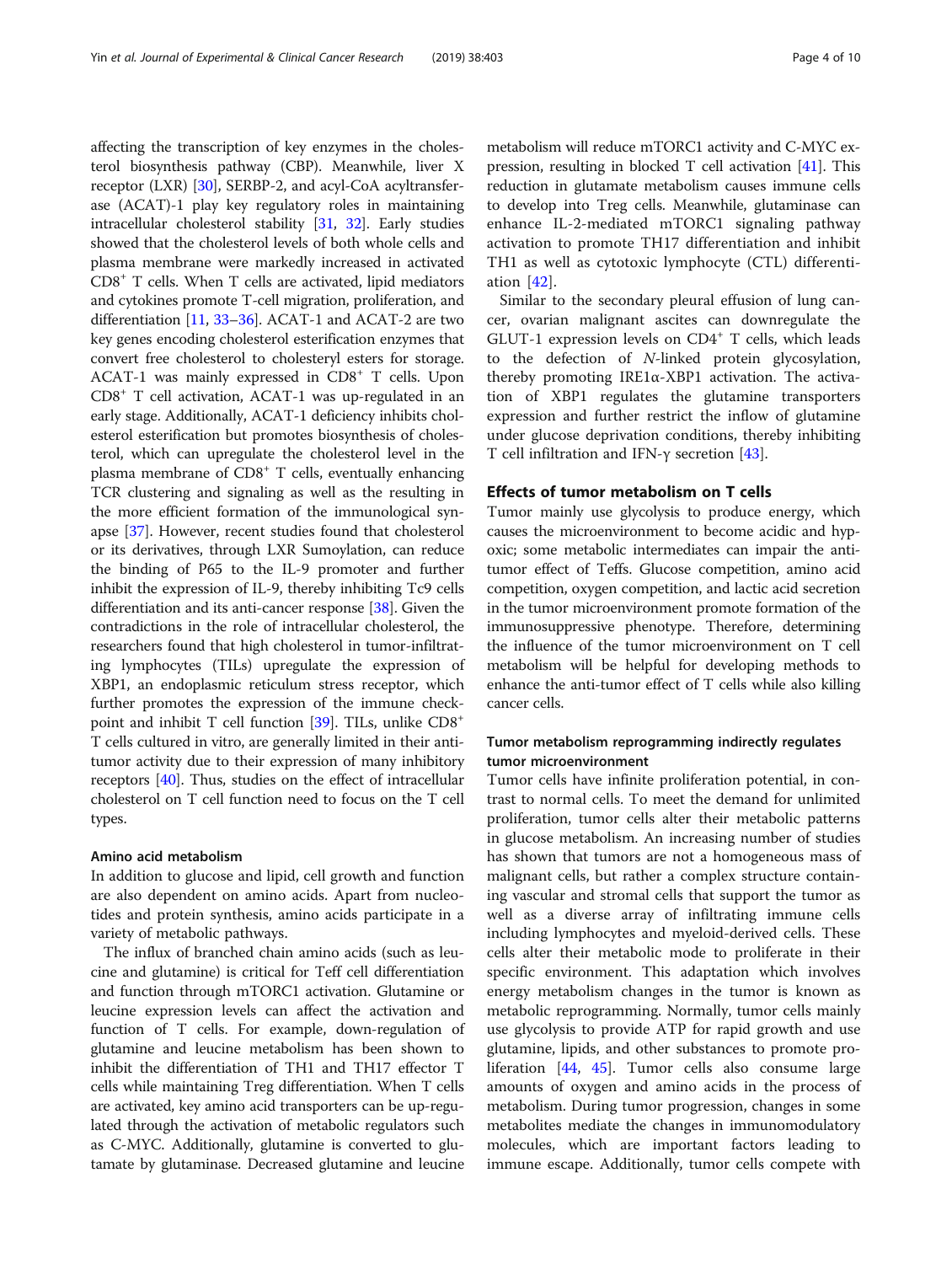affecting the transcription of key enzymes in the cholesterol biosynthesis pathway (CBP). Meanwhile, liver X receptor (LXR) [30], SERBP-2, and acyl-CoA acyltransferase (ACAT)-1 play key regulatory roles in maintaining intracellular cholesterol stability [31, 32]. Early studies showed that the cholesterol levels of both whole cells and plasma membrane were markedly increased in activated $CD8^+$ T cells. When T cells are activated, lipid mediators and cytokines promote T-cell migration, proliferation, and differentiation [11, 33–36]. ACAT-1 and ACAT-2 are two key genes encoding cholesterol esterification enzymes that convert free cholesterol to cholesteryl esters for storage. ACAT-1 was mainly expressed in $CD8^+$ T cells. Upon $CD8^+$ T cell activation, ACAT-1 was up-regulated in an early stage. Additionally, ACAT-1 deficiency inhibits cholesterol esterification but promotes biosynthesis of cholesterol, which can upregulate the cholesterol level in the plasma membrane of $CD8^+$ T cells, eventually enhancing TCR clustering and signaling as well as the resulting in the more efficient formation of the immunological synapse [37]. However, recent studies found that cholesterol or its derivatives, through LXR Sumoylation, can reduce the binding of P65 to the IL-9 promoter and further inhibit the expression of IL-9, thereby inhibiting Tc9 cells differentiation and its anti-cancer response [38]. Given the contradictions in the role of intracellular cholesterol, the researchers found that high cholesterol in tumor-infiltrating lymphocytes (TILs) upregulate the expression of XBP1, an endoplasmic reticulum stress receptor, which further promotes the expression of the immune checkpoint and inhibit T cell function [39]. TILs, unlike $CD8^+$ T cells cultured in vitro, are generally limited in their antitumor activity due to their expression of many inhibitory receptors [40]. Thus, studies on the effect of intracellular cholesterol on T cell function need to focus on the T cell types.

### Amino acid metabolism

In addition to glucose and lipid, cell growth and function are also dependent on amino acids. Apart from nucleotides and protein synthesis, amino acids participate in a variety of metabolic pathways.

The influx of branched chain amino acids (such as leucine and glutamine) is critical for Teff cell differentiation and function through mTORC1 activation. Glutamine or leucine expression levels can affect the activation and function of T cells. For example, down-regulation of glutamine and leucine metabolism has been shown to inhibit the differentiation of TH1 and TH17 effector T cells while maintaining Treg differentiation. When T cells are activated, key amino acid transporters can be up-regulated through the activation of metabolic regulators such as C-MYC. Additionally, glutamine is converted to glutamate by glutaminase. Decreased glutamine and leucine metabolism will reduce mTORC1 activity and C-MYC expression, resulting in blocked T cell activation [41]. This reduction in glutamate metabolism causes immune cells to develop into Treg cells. Meanwhile, glutaminase can enhance IL-2-mediated mTORC1 signaling pathway activation to promote TH17 differentiation and inhibit TH1 as well as cytotoxic lymphocyte (CTL) differentiation [42].

Similar to the secondary pleural effusion of lung cancer, ovarian malignant ascites can downregulate the GLUT-1 expression levels on $CD4^+$ T cells, which leads to the defection of *N*-linked protein glycosylation, thereby promoting IRE1α-XBP1 activation. The activation of XBP1 regulates the glutamine transporters expression and further restrict the inflow of glutamine under glucose deprivation conditions, thereby inhibiting T cell infiltration and IFN-γ secretion [43].

## Effects of tumor metabolism on T cells

Tumor mainly use glycolysis to produce energy, which causes the microenvironment to become acidic and hypoxic; some metabolic intermediates can impair the antitumor effect of Teffs. Glucose competition, amino acid competition, oxygen competition, and lactic acid secretion in the tumor microenvironment promote formation of the immunosuppressive phenotype. Therefore, determining the influence of the tumor microenvironment on T cell metabolism will be helpful for developing methods to enhance the anti-tumor effect of T cells while also killing cancer cells.

### Tumor metabolism reprogramming indirectly regulates tumor microenvironment

Tumor cells have infinite proliferation potential, in contrast to normal cells. To meet the demand for unlimited proliferation, tumor cells alter their metabolic patterns in glucose metabolism. An increasing number of studies has shown that tumors are not a homogeneous mass of malignant cells, but rather a complex structure containing vascular and stromal cells that support the tumor as well as a diverse array of infiltrating immune cells including lymphocytes and myeloid-derived cells. These cells alter their metabolic mode to proliferate in their specific environment. This adaptation which involves energy metabolism changes in the tumor is known as metabolic reprogramming. Normally, tumor cells mainly use glycolysis to provide ATP for rapid growth and use glutamine, lipids, and other substances to promote proliferation [44, 45]. Tumor cells also consume large amounts of oxygen and amino acids in the process of metabolism. During tumor progression, changes in some metabolites mediate the changes in immunomodulatory molecules, which are important factors leading to immune escape. Additionally, tumor cells compete with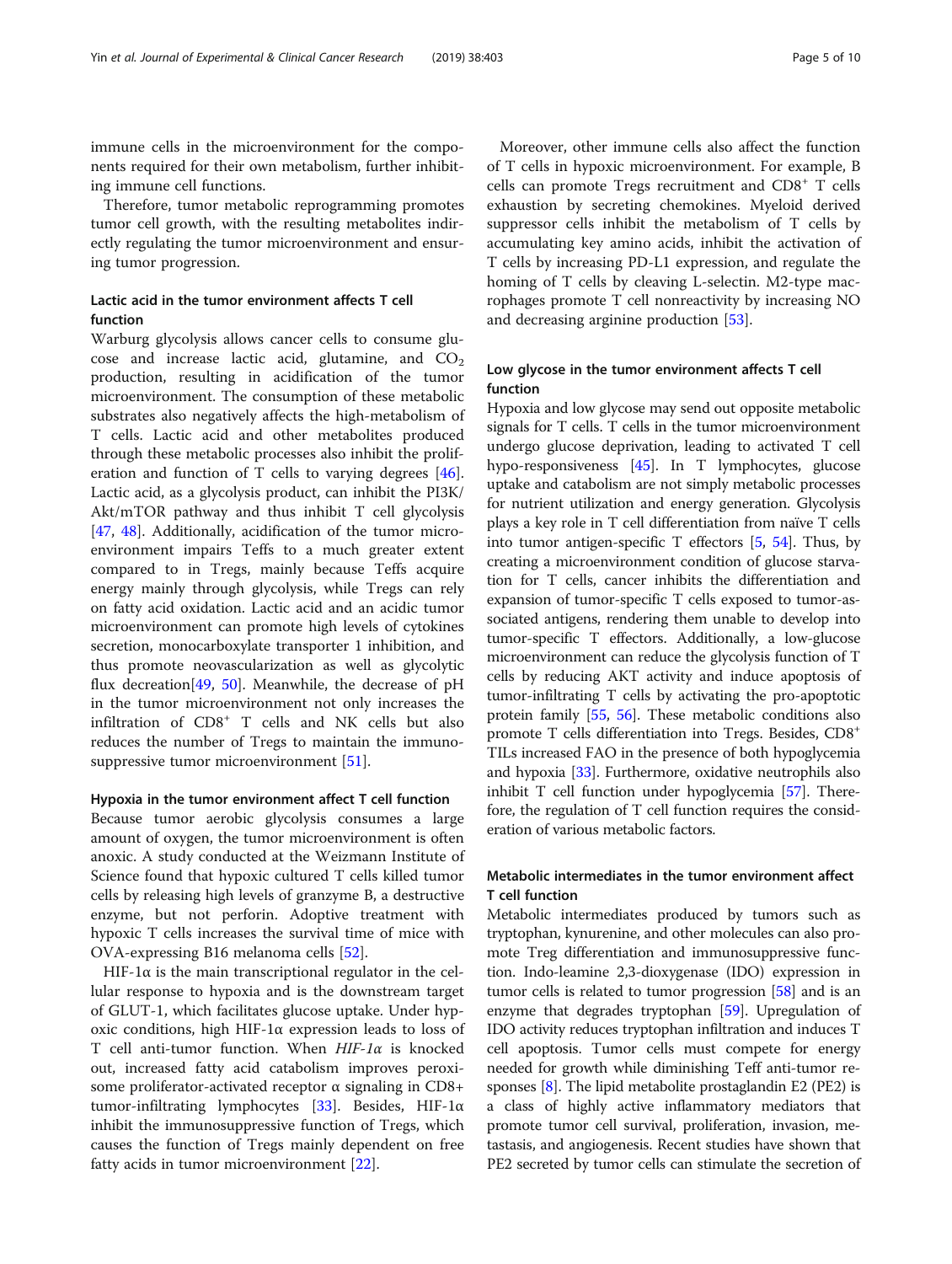immune cells in the microenvironment for the components required for their own metabolism, further inhibiting immune cell functions.

Therefore, tumor metabolic reprogramming promotes tumor cell growth, with the resulting metabolites indirectly regulating the tumor microenvironment and ensuring tumor progression.

## Lactic acid in the tumor environment affects T cell function

Warburg glycolysis allows cancer cells to consume glucose and increase lactic acid, glutamine, and $CO_2$ production, resulting in acidification of the tumor microenvironment. The consumption of these metabolic substrates also negatively affects the high-metabolism of T cells. Lactic acid and other metabolites produced through these metabolic processes also inhibit the proliferation and function of T cells to varying degrees [46]. Lactic acid, as a glycolysis product, can inhibit the PI3K/Akt/mTOR pathway and thus inhibit T cell glycolysis [47, 48]. Additionally, acidification of the tumor microenvironment impairs Teffs to a much greater extent compared to in Tregs, mainly because Teffs acquire energy mainly through glycolysis, while Tregs can rely on fatty acid oxidation. Lactic acid and an acidic tumor microenvironment can promote high levels of cytokines secretion, monocarboxylate transporter 1 inhibition, and thus promote neovascularization as well as glycolytic flux decrease[49, 50]. Meanwhile, the decrease of pH in the tumor microenvironment not only increases the infiltration of $CD8^+$ T cells and NK cells but also reduces the number of Tregs to maintain the immunosuppressive tumor microenvironment [51].

### Hypoxia in the tumor environment affect T cell function

Because tumor aerobic glycolysis consumes a large amount of oxygen, the tumor microenvironment is often anoxic. A study conducted at the Weizmann Institute of Science found that hypoxic cultured T cells killed tumor cells by releasing high levels of granzyme B, a destructive enzyme, but not perforin. Adoptive treatment with hypoxic T cells increases the survival time of mice with OVA-expressing B16 melanoma cells [52].

HIF-1α is the main transcriptional regulator in the cellular response to hypoxia and is the downstream target of GLUT-1, which facilitates glucose uptake. Under hypoxic conditions, high HIF-1α expression leads to loss of T cell anti-tumor function. When *HIF-1α* is knocked out, increased fatty acid catabolism improves peroxisome proliferator-activated receptor α signaling in CD8+ tumor-infiltrating lymphocytes [33]. Besides, HIF-1α inhibit the immunosuppressive function of Tregs, which causes the function of Tregs mainly dependent on free fatty acids in tumor microenvironment [22].

Moreover, other immune cells also affect the function of T cells in hypoxic microenvironment. For example, B cells can promote Tregs recruitment and $CD8^+$ T cells exhaustion by secreting chemokines. Myeloid derived suppressor cells inhibit the metabolism of T cells by accumulating key amino acids, inhibit the activation of T cells by increasing PD-L1 expression, and regulate the homing of T cells by cleaving L-selectin. M2-type macrophages promote T cell nonreactivity by increasing NO and decreasing arginine production [53].

## Low glycose in the tumor environment affects T cell function

Hypoxia and low glycose may send out opposite metabolic signals for T cells. T cells in the tumor microenvironment undergo glucose deprivation, leading to activated T cell hypo-responsiveness [45]. In T lymphocytes, glucose uptake and catabolism are not simply metabolic processes for nutrient utilization and energy generation. Glycolysis plays a key role in T cell differentiation from naïve T cells into tumor antigen-specific T effectors [5, 54]. Thus, by creating a microenvironment condition of glucose starvation for T cells, cancer inhibits the differentiation and expansion of tumor-specific T cells exposed to tumor-associated antigens, rendering them unable to develop into tumor-specific T effectors. Additionally, a low-glucose microenvironment can reduce the glycolysis function of T cells by reducing AKT activity and induce apoptosis of tumor-infiltrating T cells by activating the pro-apoptotic protein family [55, 56]. These metabolic conditions also promote T cells differentiation into Tregs. Besides, $CD8^+$ TILs increased FAO in the presence of both hypoglycemia and hypoxia [33]. Furthermore, oxidative neutrophils also inhibit T cell function under hypoglycemia [57]. Therefore, the regulation of T cell function requires the consideration of various metabolic factors.

## Metabolic intermediates in the tumor environment affect T cell function

Metabolic intermediates produced by tumors such as tryptophan, kynurenine, and other molecules can also promote Treg differentiation and immunosuppressive function. Indo-leamine 2,3-dioxygenase (IDO) expression in tumor cells is related to tumor progression [58] and is an enzyme that degrades tryptophan [59]. Upregulation of IDO activity reduces tryptophan infiltration and induces T cell apoptosis. Tumor cells must compete for energy needed for growth while diminishing Teff anti-tumor responses [8]. The lipid metabolite prostaglandin E2 (PE2) is a class of highly active inflammatory mediators that promote tumor cell survival, proliferation, invasion, metastasis, and angiogenesis. Recent studies have shown that PE2 secreted by tumor cells can stimulate the secretion of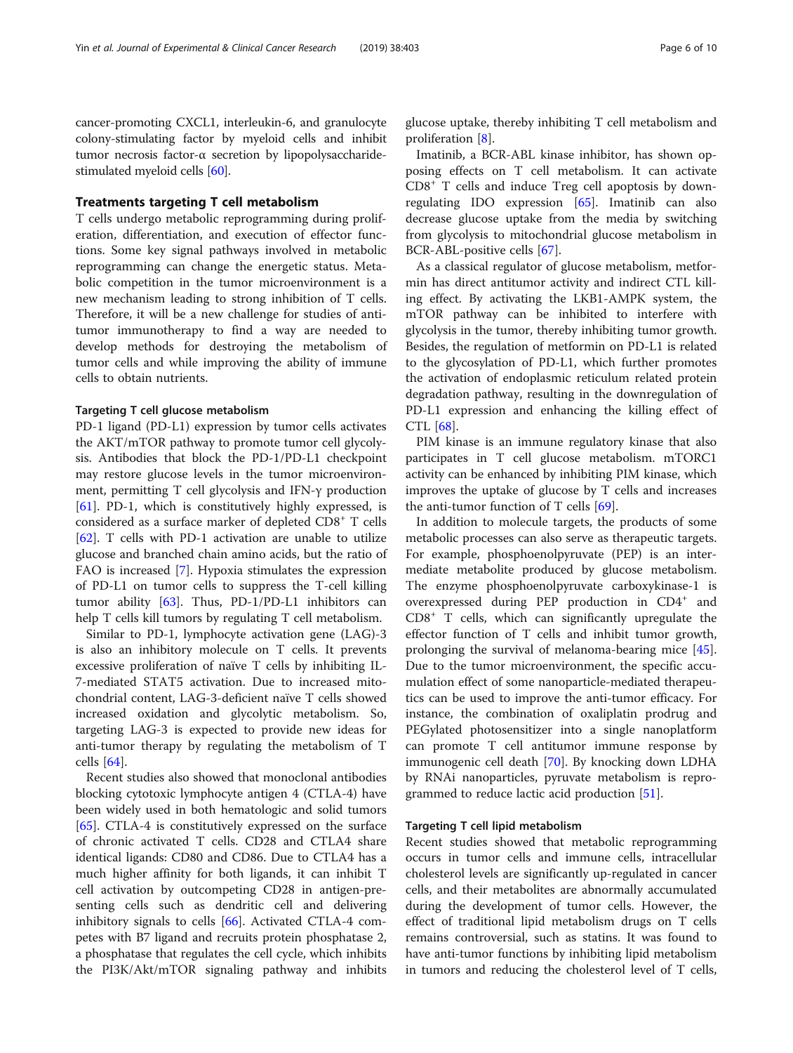cancer-promoting CXCL1, interleukin-6, and granulocyte colony-stimulating factor by myeloid cells and inhibit tumor necrosis factor-α secretion by lipopolysaccharide-stimulated myeloid cells [60].

## Treatments targeting T cell metabolism

T cells undergo metabolic reprogramming during proliferation, differentiation, and execution of effector functions. Some key signal pathways involved in metabolic reprogramming can change the energetic status. Metabolic competition in the tumor microenvironment is a new mechanism leading to strong inhibition of T cells. Therefore, it will be a new challenge for studies of antitumor immunotherapy to find a way are needed to develop methods for destroying the metabolism of tumor cells and while improving the ability of immune cells to obtain nutrients.

### Targeting T cell glucose metabolism

PD-1 ligand (PD-L1) expression by tumor cells activates the AKT/mTOR pathway to promote tumor cell glycolysis. Antibodies that block the PD-1/PD-L1 checkpoint may restore glucose levels in the tumor microenvironment, permitting T cell glycolysis and IFN-γ production [61]. PD-1, which is constitutively highly expressed, is considered as a surface marker of depleted $CD8^+$ T cells [62]. T cells with PD-1 activation are unable to utilize glucose and branched chain amino acids, but the ratio of FAO is increased [7]. Hypoxia stimulates the expression of PD-L1 on tumor cells to suppress the T-cell killing tumor ability [63]. Thus, PD-1/PD-L1 inhibitors can help T cells kill tumors by regulating T cell metabolism.

Similar to PD-1, lymphocyte activation gene (LAG)-3 is also an inhibitory molecule on T cells. It prevents excessive proliferation of naïve T cells by inhibiting IL-7-mediated STAT5 activation. Due to increased mitochondrial content, LAG-3-deficient naïve T cells showed increased oxidation and glycolytic metabolism. So, targeting LAG-3 is expected to provide new ideas for anti-tumor therapy by regulating the metabolism of T cells [64].

Recent studies also showed that monoclonal antibodies blocking cytotoxic lymphocyte antigen 4 (CTLA-4) have been widely used in both hematologic and solid tumors [65]. CTLA-4 is constitutively expressed on the surface of chronic activated T cells. CD28 and CTLA4 share identical ligands: CD80 and CD86. Due to CTLA4 has a much higher affinity for both ligands, it can inhibit T cell activation by outcompeting CD28 in antigen-presenting cells such as dendritic cell and delivering inhibitory signals to cells [66]. Activated CTLA-4 competes with B7 ligand and recruits protein phosphatase 2, a phosphatase that regulates the cell cycle, which inhibits the PI3K/Akt/mTOR signaling pathway and inhibits glucose uptake, thereby inhibiting T cell metabolism and proliferation [8].

Imatinib, a BCR-ABL kinase inhibitor, has shown opposing effects on T cell metabolism. It can activate $CD8^+$ T cells and induce Treg cell apoptosis by down-regulating IDO expression [65]. Imatinib can also decrease glucose uptake from the media by switching from glycolysis to mitochondrial glucose metabolism in BCR-ABL-positive cells [67].

As a classical regulator of glucose metabolism, metformin has direct antitumor activity and indirect CTL killing effect. By activating the LKB1-AMPK system, the mTOR pathway can be inhibited to interfere with glycolysis in the tumor, thereby inhibiting tumor growth. Besides, the regulation of metformin on PD-L1 is related to the glycosylation of PD-L1, which further promotes the activation of endoplasmic reticulum related protein degradation pathway, resulting in the downregulation of PD-L1 expression and enhancing the killing effect of CTL [68].

PIM kinase is an immune regulatory kinase that also participates in T cell glucose metabolism. mTORC1 activity can be enhanced by inhibiting PIM kinase, which improves the uptake of glucose by T cells and increases the anti-tumor function of T cells [69].

In addition to molecule targets, the products of some metabolic processes can also serve as therapeutic targets. For example, phosphoenolpyruvate (PEP) is an intermediate metabolite produced by glucose metabolism. The enzyme phosphoenolpyruvate carboxykinase-1 is overexpressed during PEP production in $CD4^+$ and $CD8^+$ T cells, which can significantly upregulate the effector function of T cells and inhibit tumor growth, prolonging the survival of melanoma-bearing mice [45]. Due to the tumor microenvironment, the specific accumulation effect of some nanoparticle-mediated therapeutics can be used to improve the anti-tumor efficacy. For instance, the combination of oxaliplatin prodrug and PEGylated photosensitizer into a single nanoplatform can promote T cell antitumor immune response by immunogenic cell death [70]. By knocking down LDHA by RNAi nanoparticles, pyruvate metabolism is reprogrammed to reduce lactic acid production [51].

### Targeting T cell lipid metabolism

Recent studies showed that metabolic reprogramming occurs in tumor cells and immune cells, intracellular cholesterol levels are significantly up-regulated in cancer cells, and their metabolites are abnormally accumulated during the development of tumor cells. However, the effect of traditional lipid metabolism drugs on T cells remains controversial, such as statins. It was found to have anti-tumor functions by inhibiting lipid metabolism in tumors and reducing the cholesterol level of T cells,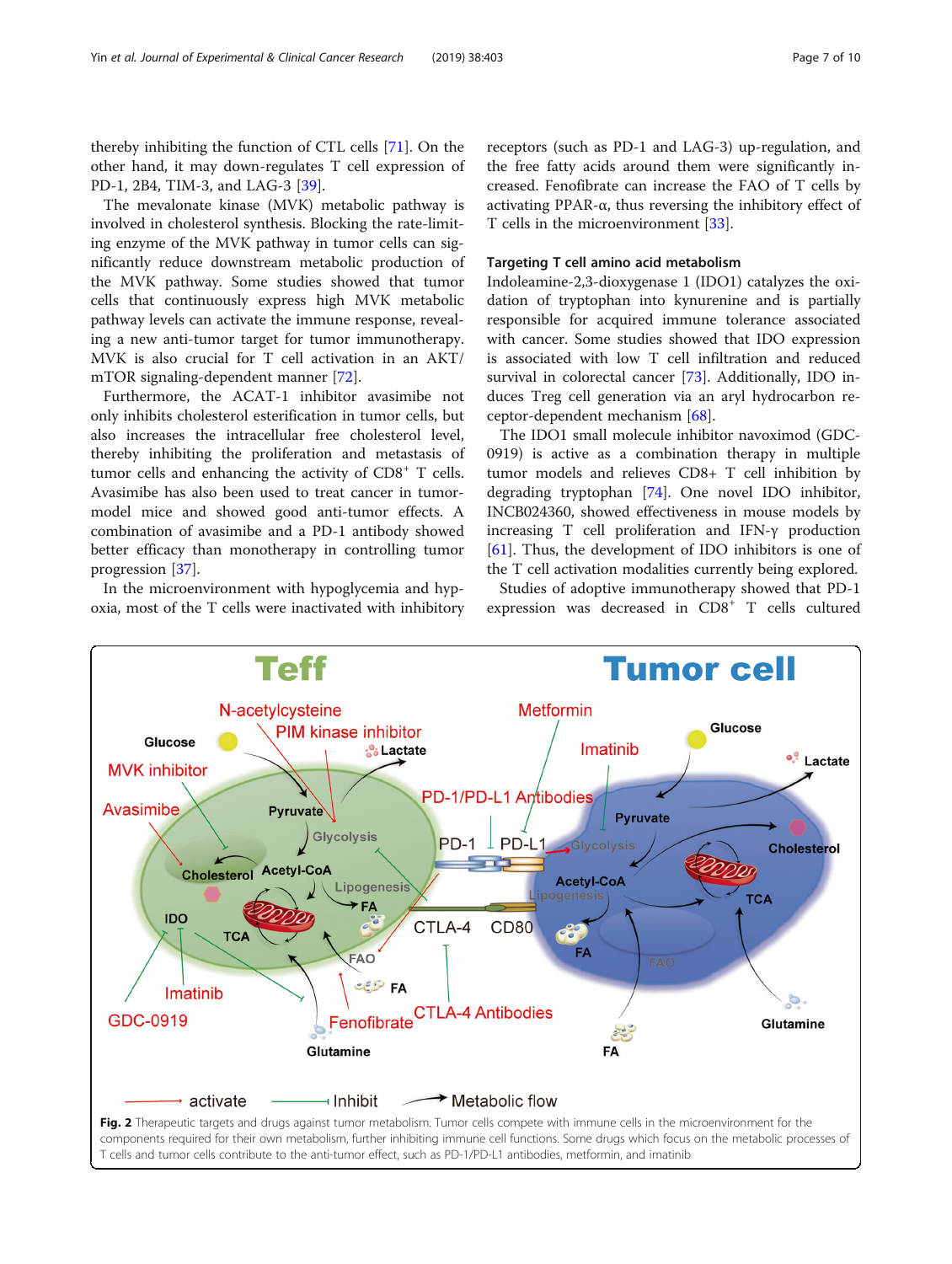thereby inhibiting the function of CTL cells [71]. On the other hand, it may down-regulates T cell expression of PD-1, 2B4, TIM-3, and LAG-3 [39].

The mevalonate kinase (MVK) metabolic pathway is involved in cholesterol synthesis. Blocking the rate-limiting enzyme of the MVK pathway in tumor cells can significantly reduce downstream metabolic production of the MVK pathway. Some studies showed that tumor cells that continuously express high MVK metabolic pathway levels can activate the immune response, revealing a new anti-tumor target for tumor immunotherapy. MVK is also crucial for T cell activation in an AKT/mTOR signaling-dependent manner [72].

Furthermore, the ACAT-1 inhibitor avasimibe not only inhibits cholesterol esterification in tumor cells, but also increases the intracellular free cholesterol level, thereby inhibiting the proliferation and metastasis of tumor cells and enhancing the activity of $CD8^+$ T cells. Avasimibe has also been used to treat cancer in tumor-model mice and showed good anti-tumor effects. A combination of avasimibe and a PD-1 antibody showed better efficacy than monotherapy in controlling tumor progression [37].

In the microenvironment with hypoglycemia and hypoxia, most of the T cells were inactivated with inhibitory receptors (such as PD-1 and LAG-3) up-regulation, and the free fatty acids around them were significantly increased. Fenofibrate can increase the FAO of T cells by activating PPAR-α, thus reversing the inhibitory effect of T cells in the microenvironment [33].

### Targeting T cell amino acid metabolism

Indoleamine-2,3-dioxygenase 1 (IDO1) catalyzes the oxidation of tryptophan into kynurenine and is partially responsible for acquired immune tolerance associated with cancer. Some studies showed that IDO expression is associated with low T cell infiltration and reduced survival in colorectal cancer [73]. Additionally, IDO induces Treg cell generation via an aryl hydrocarbon receptor-dependent mechanism [68].

The IDO1 small molecule inhibitor navoximod (GDC-0919) is active as a combination therapy in multiple tumor models and relieves CD8+ T cell inhibition by degrading tryptophan [74]. One novel IDO inhibitor, INCB024360, showed effectiveness in mouse models by increasing T cell proliferation and IFN-γ production [61]. Thus, the development of IDO inhibitors is one of the T cell activation modalities currently being explored.

Studies of adoptive immunotherapy showed that PD-1 expression was decreased in $CD8^+$ T cells cultured

**Fig. 2** Therapeutic targets and drugs against tumor metabolism. Tumor cells compete with immune cells in the microenvironment for the components required for their own metabolism, further inhibiting immune cell functions. Some drugs which focus on the metabolic processes of T cells and tumor cells contribute to the anti-tumor effect, such as PD-1/PD-L1 antibodies, metformin, and imatinib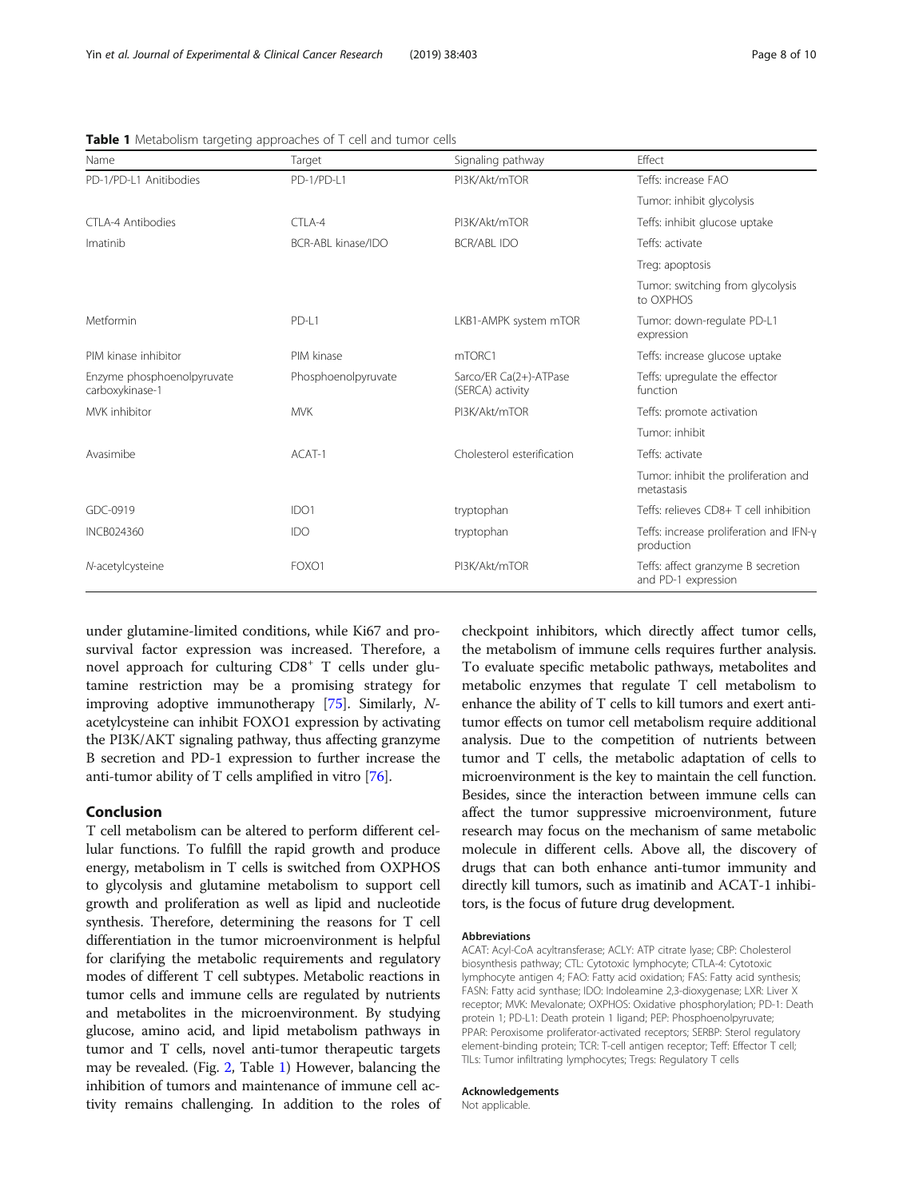**Table 1** Metabolism targeting approaches of T cell and tumor cells

| Name | Target | Signaling pathway | Effect |
| --- | --- | --- | --- |
| PD-1/PD-L1 Anitibodies | PD-1/PD-L1 | PI3K/Akt/mTOR | Teffs: increase FAO |
| | | | Tumor: inhibit glycolysis |
| CTLA-4 Antibodies | CTLA-4 | PI3K/Akt/mTOR | Teffs: inhibit glucose uptake |
| Imatinib | BCR-ABL kinase/IDO | BCR/ABL IDO | Teffs: activate |
| | | | Treg: apoptosis |
| | | | Tumor: switching from glycolysis to OXPHOS |
| Metformin | PD-L1 | LKB1-AMPK system mTOR | Tumor: down-regulate PD-L1 expression |
| PIM kinase inhibitor | PIM kinase | mTORC1 | Teffs: increase glucose uptake |
| Enzyme phosphoenolpyruvate carboxykinase-1 | Phosphoenolpyruvate | Sarco/ER Ca(2+)-ATPase (SERCA) activity | Teffs: upregulate the effector function |
| MVK inhibitor | MVK | PI3K/Akt/mTOR | Teffs: promote activation |
| | | | Tumor: inhibit |
| Avasimibe | ACAT-1 | Cholesterol esterification | Teffs: activate |
| | | | Tumor: inhibit the proliferation and metastasis |
| GDC-0919 | IDO1 | tryptophan | Teffs: relieves CD8+ T cell inhibition |
| INCB024360 | IDO | tryptophan | Teffs: increase proliferation and IFN-γ production |
| *N*-acetylcysteine | FOXO1 | PI3K/Akt/mTOR | Teffs: affect granzyme B secretion and PD-1 expression |

under glutamine-limited conditions, while Ki67 and pro-survival factor expression was increased. Therefore, a novel approach for culturing $CD8^+$ T cells under glutamine restriction may be a promising strategy for improving adoptive immunotherapy [75]. Similarly, *N*-acetylcysteine can inhibit FOXO1 expression by activating the PI3K/AKT signaling pathway, thus affecting granzyme B secretion and PD-1 expression to further increase the anti-tumor ability of T cells amplified in vitro [76].

## Conclusion

T cell metabolism can be altered to perform different cellular functions. To fulfill the rapid growth and produce energy, metabolism in T cells is switched from OXPHOS to glycolysis and glutamine metabolism to support cell growth and proliferation as well as lipid and nucleotide synthesis. Therefore, determining the reasons for T cell differentiation in the tumor microenvironment is helpful for clarifying the metabolic requirements and regulatory modes of different T cell subtypes. Metabolic reactions in tumor cells and immune cells are regulated by nutrients and metabolites in the microenvironment. By studying glucose, amino acid, and lipid metabolism pathways in tumor and T cells, novel anti-tumor therapeutic targets may be revealed. (Fig. 2, Table 1) However, balancing the inhibition of tumors and maintenance of immune cell activity remains challenging. In addition to the roles of checkpoint inhibitors, which directly affect tumor cells, the metabolism of immune cells requires further analysis. To evaluate specific metabolic pathways, metabolites and metabolic enzymes that regulate T cell metabolism to enhance the ability of T cells to kill tumors and exert anti-tumor effects on tumor cell metabolism require additional analysis. Due to the competition of nutrients between tumor and T cells, the metabolic adaptation of cells to microenvironment is the key to maintain the cell function. Besides, since the interaction between immune cells can affect the tumor suppressive microenvironment, future research may focus on the mechanism of same metabolic molecule in different cells. Above all, the discovery of drugs that can both enhance anti-tumor immunity and directly kill tumors, such as imatinib and ACAT-1 inhibitors, is the focus of future drug development.

#### Abbreviations

ACAT: Acyl-CoA acyltransferase; ACLY: ATP citrate lyase; CBP: Cholesterol biosynthesis pathway; CTL: Cytotoxic lymphocyte; CTLA-4: Cytotoxic lymphocyte antigen 4; FAO: Fatty acid oxidation; FAS: Fatty acid synthesis; FASN: Fatty acid synthase; IDO: Indoleamine 2,3-dioxygenase; LXR: Liver X receptor; MVK: Mevalonate; OXPHOS: Oxidative phosphorylation; PD-1: Death protein 1; PD-L1: Death protein 1 ligand; PEP: Phosphoenolpyruvate; PPAR: Peroxisome proliferator-activated receptors; SERBP: Sterol regulatory element-binding protein; TCR: T-cell antigen receptor; Teff: Effector T cell; TILs: Tumor infiltrating lymphocytes; Tregs: Regulatory T cells

#### Acknowledgements

Not applicable.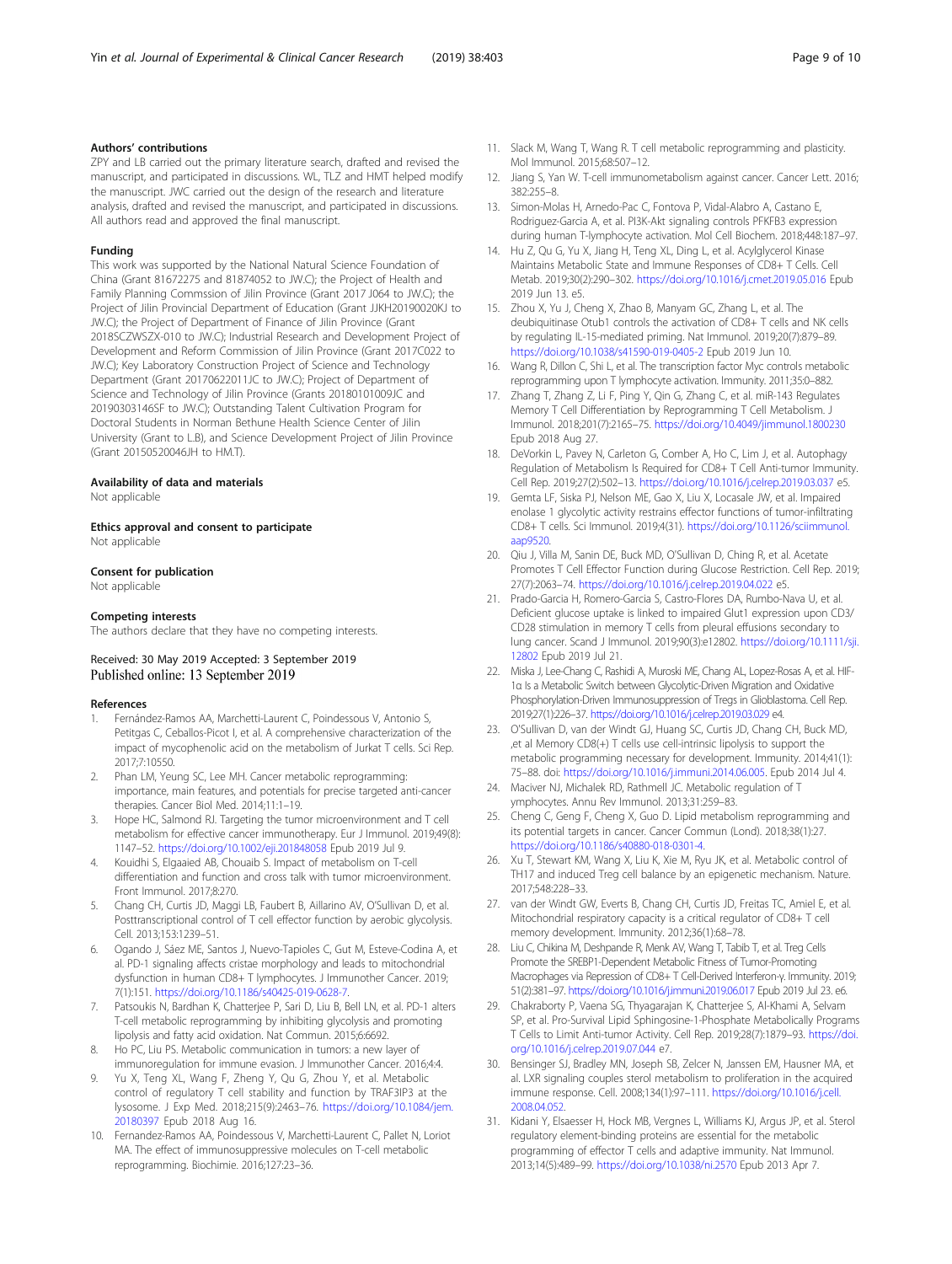### Authors' contributions

ZPY and LB carried out the primary literature search, drafted and revised the manuscript, and participated in discussions. WL, TLZ and HMT helped modify the manuscript. JWC carried out the design of the research and literature analysis, drafted and revised the manuscript, and participated in discussions. All authors read and approved the final manuscript.

### Funding

This work was supported by the National Natural Science Foundation of China (Grant 81672275 and 81874052 to JW.C); the Project of Health and Family Planning Commssion of Jilin Province (Grant 2017 J064 to JW.C); the Project of Jilin Provincial Department of Education (Grant JJKH20190020KJ to JW.C); the Project of Department of Finance of Jilin Province (Grant 2018SCZWSZX-010 to JW.C); Industrial Research and Development Project of Development and Reform Commission of Jilin Province (Grant 2017C022 to JW.C); Key Laboratory Construction Project of Science and Technology Department (Grant 20170622011JC to JW.C); Project of Department of Science and Technology of Jilin Province (Grants 20180101009JC and 20190303146SF to JW.C); Outstanding Talent Cultivation Program for Doctoral Students in Norman Bethune Health Science Center of Jilin University (Grant to L.B), and Science Development Project of Jilin Province (Grant 20150520046JH to HM.T).

### Availability of data and materials

Not applicable

### Ethics approval and consent to participate

Not applicable

### Consent for publication

Not applicable

### Competing interests

The authors declare that they have no competing interests.

Received: 30 May 2019 Accepted: 3 September 2019
Published online: 13 September 2019

### References

1. Fernández-Ramos AA, Marchetti-Laurent C, Poindessous V, Antonio S, Petitgas C, Ceballos-Picot I, et al. A comprehensive characterization of the impact of mycophenolic acid on the metabolism of Jurkat T cells. Sci Rep. 2017;7:10550.
2. Phan LM, Yeung SC, Lee MH. Cancer metabolic reprogramming: importance, main features, and potentials for precise targeted anti-cancer therapies. Cancer Biol Med. 2014;11:1–19.
3. Hope HC, Salmond RJ. Targeting the tumor microenvironment and T cell metabolism for effective cancer immunotherapy. Eur J Immunol. 2019;49(8):1147–52. https://doi.org/10.1002/eji.201848058 Epub 2019 Jul 9.
4. Kouidhi S, Elgaaied AB, Chouaib S. Impact of metabolism on T-cell differentiation and function and cross talk with tumor microenvironment. Front Immunol. 2017;8:270.
5. Chang CH, Curtis JD, Maggi LB, Faubert B, Aillarino AV, O'Sullivan D, et al. Posttranscriptional control of T cell effector function by aerobic glycolysis. Cell. 2013;153:1239–51.
6. Ogando J, Sáez ME, Santos J, Nuevo-Tapioles C, Gut M, Esteve-Codina A, et al. PD-1 signaling affects cristae morphology and leads to mitochondrial dysfunction in human CD8+ T lymphocytes. J Immunother Cancer. 2019;7(1):151. https://doi.org/10.1186/s40425-019-0628-7.
7. Patsoukis N, Bardhan K, Chatterjee P, Sari D, Liu B, Bell LN, et al. PD-1 alters T-cell metabolic reprogramming by inhibiting glycolysis and promoting lipolysis and fatty acid oxidation. Nat Commun. 2015;6:6692.
8. Ho PC, Liu PS. Metabolic communication in tumors: a new layer of immunoregulation for immune evasion. J Immunother Cancer. 2016;4:4.
9. Yu X, Teng XL, Wang F, Zheng Y, Qu G, Zhou Y, et al. Metabolic control of regulatory T cell stability and function by TRAF3IP3 at the lysosome. J Exp Med. 2018;215(9):2463–76. https://doi.org/10.1084/jem.20180397 Epub 2018 Aug 16.
10. Fernandez-Ramos AA, Poindessous V, Marchetti-Laurent C, Pallet N, Loriot MA. The effect of immunosuppressive molecules on T-cell metabolic reprogramming. Biochimie. 2016;127:23–36.
11. Slack M, Wang T, Wang R. T cell metabolic reprogramming and plasticity. Mol Immunol. 2015;68:507–12.
12. Jiang S, Yan W. T-cell immunometabolism against cancer. Cancer Lett. 2016;382:255–8.
13. Simon-Molas H, Arnedo-Pac C, Fontova P, Vidal-Alabro A, Castano E, Rodriguez-Garcia A, et al. PI3K-Akt signaling controls PFKFB3 expression during human T-lymphocyte activation. Mol Cell Biochem. 2018;448:187–97.
14. Hu Z, Qu G, Yu X, Jiang H, Teng XL, Ding L, et al. Acylglycerol Kinase Maintains Metabolic State and Immune Responses of CD8+ T Cells. Cell Metab. 2019;30(2):290–302. https://doi.org/10.1016/j.cmet.2019.05.016 Epub 2019 Jun 13. e5.
15. Zhou X, Yu J, Cheng X, Zhao B, Manyam GC, Zhang L, et al. The deubiquitinase Otub1 controls the activation of CD8+ T cells and NK cells by regulating IL-15-mediated priming. Nat Immunol. 2019;20(7):879–89. https://doi.org/10.1038/s41590-019-0405-2 Epub 2019 Jun 10.
16. Wang R, Dillon C, Shi L, et al. The transcription factor Myc controls metabolic reprogramming upon T lymphocyte activation. Immunity. 2011;35:0–882.
17. Zhang T, Zhang Z, Li F, Ping Y, Qin G, Zhang C, et al. miR-143 Regulates Memory T Cell Differentiation by Reprogramming T Cell Metabolism. J Immunol. 2018;201(7):2165–75. https://doi.org/10.4049/jimmunol.1800230 Epub 2018 Aug 27.
18. DeVorkin L, Pavey N, Carleton G, Comber A, Ho C, Lim J, et al. Autophagy Regulation of Metabolism Is Required for CD8+ T Cell Anti-tumor Immunity. Cell Rep. 2019;27(2):502–13. https://doi.org/10.1016/j.celrep.2019.03.037 e5.
19. Gemta LF, Siska PJ, Nelson ME, Gao X, Liu X, Locasale JW, et al. Impaired enolase 1 glycolytic activity restrains effector functions of tumor-infiltrating CD8+ T cells. Sci Immunol. 2019;4(31). https://doi.org/10.1126/sciimmunol.aap9520.
20. Qiu J, Villa M, Sanin DE, Buck MD, O'Sullivan D, Ching R, et al. Acetate Promotes T Cell Effector Function during Glucose Restriction. Cell Rep. 2019;27(7):2063–74. https://doi.org/10.1016/j.celrep.2019.04.022 e5.
21. Prado-Garcia H, Romero-Garcia S, Castro-Flores DA, Rumbo-Nava U, et al. Deficient glucose uptake is linked to impaired Glut1 expression upon CD3/CD28 stimulation in memory T cells from pleural effusions secondary to lung cancer. Scand J Immunol. 2019;90(3):e12802. https://doi.org/10.1111/sji.12802 Epub 2019 Jul 21.
22. Miska J, Lee-Chang C, Rashidi A, Muroski ME, Chang AL, Lopez-Rosas A, et al. HIF-1α Is a Metabolic Switch between Glycolytic-Driven Migration and Oxidative Phosphorylation-Driven Immunosuppression of Tregs in Glioblastoma. Cell Rep. 2019;27(1):226–37. https://doi.org/10.1016/j.celrep.2019.03.029 e4.
23. O'Sullivan D, van der Windt GJ, Huang SC, Curtis JD, Chang CH, Buck MD, ,et al Memory CD8(+) T cells use cell-intrinsic lipolysis to support the metabolic programming necessary for development. Immunity. 2014;41(1):75–88. doi: https://doi.org/10.1016/j.immuni.2014.06.005. Epub 2014 Jul 4.
24. Maciver NJ, Michalek RD, Rathmell JC. Metabolic regulation of T ymphocytes. Annu Rev Immunol. 2013;31:259–83.
25. Cheng C, Geng F, Cheng X, Guo D. Lipid metabolism reprogramming and its potential targets in cancer. Cancer Commun (Lond). 2018;38(1):27. https://doi.org/10.1186/s40880-018-0301-4.
26. Xu T, Stewart KM, Wang X, Liu K, Xie M, Ryu JK, et al. Metabolic control of TH17 and induced Treg cell balance by an epigenetic mechanism. Nature. 2017;548:228–33.
27. van der Windt GW, Everts B, Chang CH, Curtis JD, Freitas TC, Amiel E, et al. Mitochondrial respiratory capacity is a critical regulator of CD8+ T cell memory development. Immunity. 2012;36(1):68–78.
28. Liu C, Chikina M, Deshpande R, Menk AV, Wang T, Tabib T, et al. Treg Cells Promote the SREBP1-Dependent Metabolic Fitness of Tumor-Promoting Macrophages via Repression of CD8+ T Cell-Derived Interferon-γ. Immunity. 2019;51(2):381–97. https://doi.org/10.1016/j.immuni.2019.06.017 Epub 2019 Jul 23. e6.
29. Chakraborty P, Vaena SG, Thyagarajan K, Chatterjee S, Al-Khami A, Selvam SP, et al. Pro-Survival Lipid Sphingosine-1-Phosphate Metabolically Programs T Cells to Limit Anti-tumor Activity. Cell Rep. 2019;28(7):1879–93. https://doi.org/10.1016/j.celrep.2019.07.044 e7.
30. Bensinger SJ, Bradley MN, Joseph SB, Zelcer N, Janssen EM, Hausner MA, et al. LXR signaling couples sterol metabolism to proliferation in the acquired immune response. Cell. 2008;134(1):97–111. https://doi.org/10.1016/j.cell.2008.04.052.
31. Kidani Y, Elsaesser H, Hock MB, Vergnes L, Williams KJ, Argus JP, et al. Sterol regulatory element-binding proteins are essential for the metabolic programming of effector T cells and adaptive immunity. Nat Immunol. 2013;14(5):489–99. https://doi.org/10.1038/ni.2570 Epub 2013 Apr 7.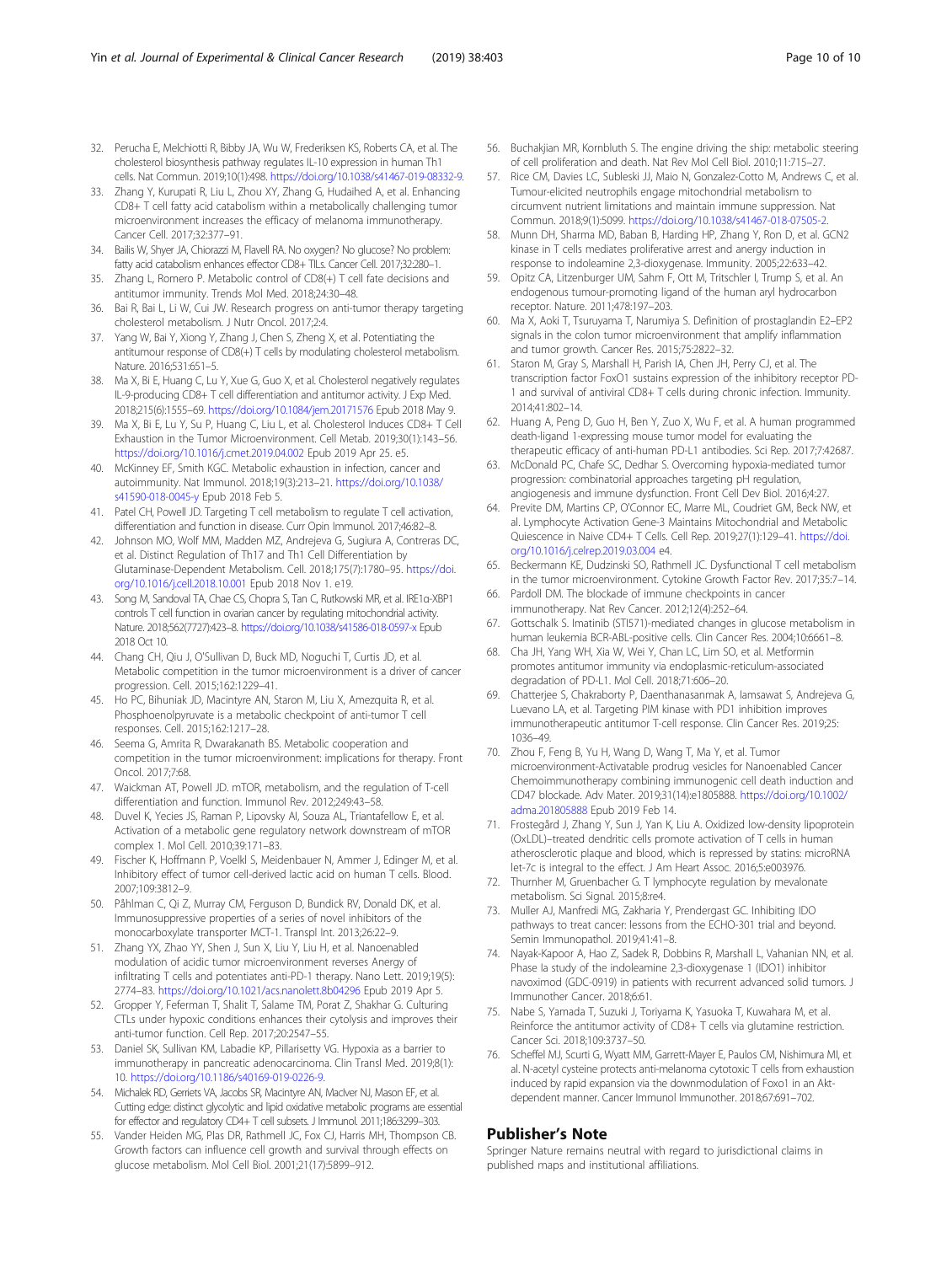32. Perucha E, Melchiotti R, Bibby JA, Wu W, Frederiksen KS, Roberts CA, et al. The cholesterol biosynthesis pathway regulates IL-10 expression in human Th1 cells. Nat Commun. 2019;10(1):498. https://doi.org/10.1038/s41467-019-08332-9.
33. Zhang Y, Kurupati R, Liu L, Zhou XY, Zhang G, Hudaihed A, et al. Enhancing CD8+ T cell fatty acid catabolism within a metabolically challenging tumor microenvironment increases the efficacy of melanoma immunotherapy. Cancer Cell. 2017;32:377–91.
34. Bailis W, Shyer JA, Chiorazzi M, Flavell RA. No oxygen? No glucose? No problem: fatty acid catabolism enhances effector CD8+ TILs. Cancer Cell. 2017;32:280–1.
35. Zhang L, Romero P. Metabolic control of CD8(+) T cell fate decisions and antitumor immunity. Trends Mol Med. 2018;24:30–48.
36. Bai R, Bai L, Li W, Cui JW. Research progress on anti-tumor therapy targeting cholesterol metabolism. J Nutr Oncol. 2017;2:4.
37. Yang W, Bai Y, Xiong Y, Zhang J, Chen S, Zheng X, et al. Potentiating the antitumour response of CD8(+) T cells by modulating cholesterol metabolism. Nature. 2016;531:651–5.
38. Ma X, Bi E, Huang C, Lu Y, Xue G, Guo X, et al. Cholesterol negatively regulates IL-9-producing CD8+ T cell differentiation and antitumor activity. J Exp Med. 2018;215(6):1555–69. https://doi.org/10.1084/jem.20171576 Epub 2018 May 9.
39. Ma X, Bi E, Lu Y, Su P, Huang C, Liu L, et al. Cholesterol Induces CD8+ T Cell Exhaustion in the Tumor Microenvironment. Cell Metab. 2019;30(1):143–56. https://doi.org/10.1016/j.cmet.2019.04.002 Epub 2019 Apr 25. e5.
40. McKinney EF, Smith KGC. Metabolic exhaustion in infection, cancer and autoimmunity. Nat Immunol. 2018;19(3):213–21. https://doi.org/10.1038/s41590-018-0045-y Epub 2018 Feb 5.
41. Patel CH, Powell JD. Targeting T cell metabolism to regulate T cell activation, differentiation and function in disease. Curr Opin Immunol. 2017;46:82–8.
42. Johnson MO, Wolf MM, Madden MZ, Andrejeva G, Sugiura A, Contreras DC, et al. Distinct Regulation of Th17 and Th1 Cell Differentiation by Glutaminase-Dependent Metabolism. Cell. 2018;175(7):1780–95. https://doi.org/10.1016/j.cell.2018.10.001 Epub 2018 Nov 1. e19.
43. Song M, Sandoval TA, Chae CS, Chopra S, Tan C, Rutkowski MR, et al. IRE1α-XBP1 controls T cell function in ovarian cancer by regulating mitochondrial activity. Nature. 2018;562(7727):423–8. https://doi.org/10.1038/s41586-018-0597-x Epub 2018 Oct 10.
44. Chang CH, Qiu J, O'Sullivan D, Buck MD, Noguchi T, Curtis JD, et al. Metabolic competition in the tumor microenvironment is a driver of cancer progression. Cell. 2015;162:1229–41.
45. Ho PC, Bihuniak JD, Macintyre AN, Staron M, Liu X, Amezquita R, et al. Phosphoenolpyruvate is a metabolic checkpoint of anti-tumor T cell responses. Cell. 2015;162:1217–28.
46. Seema G, Amrita R, Dwarakanath BS. Metabolic cooperation and competition in the tumor microenvironment: implications for therapy. Front Oncol. 2017;7:68.
47. Waickman AT, Powell JD. mTOR, metabolism, and the regulation of T-cell differentiation and function. Immunol Rev. 2012;249:43–58.
48. Duvel K, Yecies JS, Raman P, Lipovsky AI, Souza AL, Triantafellow E, et al. Activation of a metabolic gene regulatory network downstream of mTOR complex 1. Mol Cell. 2010;39:171–83.
49. Fischer K, Hoffmann P, Voelkl S, Meidenbauer N, Ammer J, Edinger M, et al. Inhibitory effect of tumor cell-derived lactic acid on human T cells. Blood. 2007;109:3812–9.
50. Påhlman C, Qi Z, Murray CM, Ferguson D, Bundick RV, Donald DK, et al. Immunosuppressive properties of a series of novel inhibitors of the monocarboxylate transporter MCT-1. Transpl Int. 2013;26:22–9.
51. Zhang YX, Zhao YY, Shen J, Sun X, Liu Y, Liu H, et al. Nanoenabled modulation of acidic tumor microenvironment reverses Anergy of infiltrating T cells and potentiates anti-PD-1 therapy. Nano Lett. 2019;19(5):2774–83. https://doi.org/10.1021/acs.nanolett.8b04296 Epub 2019 Apr 5.
52. Gropper Y, Feferman T, Shalit T, Salame TM, Porat Z, Shakhar G. Culturing CTLs under hypoxic conditions enhances their cytolysis and improves their anti-tumor function. Cell Rep. 2017;20:2547–55.
53. Daniel SK, Sullivan KM, Labadie KP, Pillarisetty VG. Hypoxia as a barrier to immunotherapy in pancreatic adenocarcinoma. Clin Transl Med. 2019;8(1):10. https://doi.org/10.1186/s40169-019-0226-9.
54. Michalek RD, Gerriets VA, Jacobs SR, Macintyre AN, MacIver NJ, Mason EF, et al. Cutting edge: distinct glycolytic and lipid oxidative metabolic programs are essential for effector and regulatory CD4+ T cell subsets. J Immunol. 2011;186:3299–303.
55. Vander Heiden MG, Plas DR, Rathmell JC, Fox CJ, Harris MH, Thompson CB. Growth factors can influence cell growth and survival through effects on glucose metabolism. Mol Cell Biol. 2001;21(17):5899–912.
56. Buchakjian MR, Kornbluth S. The engine driving the ship: metabolic steering of cell proliferation and death. Nat Rev Mol Cell Biol. 2010;11:715–27.
57. Rice CM, Davies LC, Subleski JJ, Maio N, Gonzalez-Cotto M, Andrews C, et al. Tumour-elicited neutrophils engage mitochondrial metabolism to circumvent nutrient limitations and maintain immune suppression. Nat Commun. 2018;9(1):5099. https://doi.org/10.1038/s41467-018-07505-2.
58. Munn DH, Sharma MD, Baban B, Harding HP, Zhang Y, Ron D, et al. GCN2 kinase in T cells mediates proliferative arrest and anergy induction in response to indoleamine 2,3-dioxygenase. Immunity. 2005;22:633–42.
59. Opitz CA, Litzenburger UM, Sahm F, Ott M, Tritschler I, Trump S, et al. An endogenous tumour-promoting ligand of the human aryl hydrocarbon receptor. Nature. 2011;478:197–203.
60. Ma X, Aoki T, Tsuruyama T, Narumiya S. Definition of prostaglandin E2–EP2 signals in the colon tumor microenvironment that amplify inflammation and tumor growth. Cancer Res. 2015;75:2822–32.
61. Staron M, Gray S, Marshall H, Parish IA, Chen JH, Perry CJ, et al. The transcription factor FoxO1 sustains expression of the inhibitory receptor PD-1 and survival of antiviral CD8+ T cells during chronic infection. Immunity. 2014;41:802–14.
62. Huang A, Peng D, Guo H, Ben Y, Zuo X, Wu F, et al. A human programmed death-ligand 1-expressing mouse tumor model for evaluating the therapeutic efficacy of anti-human PD-L1 antibodies. Sci Rep. 2017;7:42687.
63. McDonald PC, Chafe SC, Dedhar S. Overcoming hypoxia-mediated tumor progression: combinatorial approaches targeting pH regulation, angiogenesis and immune dysfunction. Front Cell Dev Biol. 2016;4:27.
64. Previte DM, Martins CP, O'Connor EC, Marre ML, Coudriet GM, Beck NW, et al. Lymphocyte Activation Gene-3 Maintains Mitochondrial and Metabolic Quiescence in Naive CD4+ T Cells. Cell Rep. 2019;27(1):129–41. https://doi.org/10.1016/j.celrep.2019.03.004 e4.
65. Beckermann KE, Dudzinski SO, Rathmell JC. Dysfunctional T cell metabolism in the tumor microenvironment. Cytokine Growth Factor Rev. 2017;35:7–14.
66. Pardoll DM. The blockade of immune checkpoints in cancer immunotherapy. Nat Rev Cancer. 2012;12(4):252–64.
67. Gottschalk S. Imatinib (STI571)-mediated changes in glucose metabolism in human leukemia BCR-ABL-positive cells. Clin Cancer Res. 2004;10:6661–8.
68. Cha JH, Yang WH, Xia W, Wei Y, Chan LC, Lim SO, et al. Metformin promotes antitumor immunity via endoplasmic-reticulum-associated degradation of PD-L1. Mol Cell. 2018;71:606–20.
69. Chatterjee S, Chakraborty P, Daenthanasanmak A, Iamsawat S, Andrejeva G, Luevano LA, et al. Targeting PIM kinase with PD1 inhibition improves immunotherapeutic antitumor T-cell response. Clin Cancer Res. 2019;25:1036–49.
70. Zhou F, Feng B, Yu H, Wang D, Wang T, Ma Y, et al. Tumor microenvironment-Activatable prodrug vesicles for Nanoenabled Cancer Chemoimmunotherapy combining immunogenic cell death induction and CD47 blockade. Adv Mater. 2019;31(14):e1805888. https://doi.org/10.1002/adma.201805888 Epub 2019 Feb 14.
71. Frostegård J, Zhang Y, Sun J, Yan K, Liu A. Oxidized low-density lipoprotein (OxLDL)–treated dendritic cells promote activation of T cells in human atherosclerotic plaque and blood, which is repressed by statins: microRNA let-7c is integral to the effect. J Am Heart Assoc. 2016;5:e003976.
72. Thurnher M, Gruenbacher G. T lymphocyte regulation by mevalonate metabolism. Sci Signal. 2015;8:re4.
73. Muller AJ, Manfredi MG, Zakharia Y, Prendergast GC. Inhibiting IDO pathways to treat cancer: lessons from the ECHO-301 trial and beyond. Semin Immunopathol. 2019;41:41–8.
74. Nayak-Kapoor A, Hao Z, Sadek R, Dobbins R, Marshall L, Vahanian NN, et al. Phase Ia study of the indoleamine 2,3-dioxygenase 1 (IDO1) inhibitor navoximod (GDC-0919) in patients with recurrent advanced solid tumors. J Immunother Cancer. 2018;6:61.
75. Nabe S, Yamada T, Suzuki J, Toriyama K, Yasuoka T, Kuwahara M, et al. Reinforce the antitumor activity of CD8+ T cells via glutamine restriction. Cancer Sci. 2018;109:3737–50.
76. Scheffel MJ, Scurti G, Wyatt MM, Garrett-Mayer E, Paulos CM, Nishimura MI, et al. N-acetyl cysteine protects anti-melanoma cytotoxic T cells from exhaustion induced by rapid expansion via the downmodulation of Foxo1 in an Akt-dependent manner. Cancer Immunol Immunother. 2018;67:691–702.

## Publisher's Note

Springer Nature remains neutral with regard to jurisdictional claims in published maps and institutional affiliations.